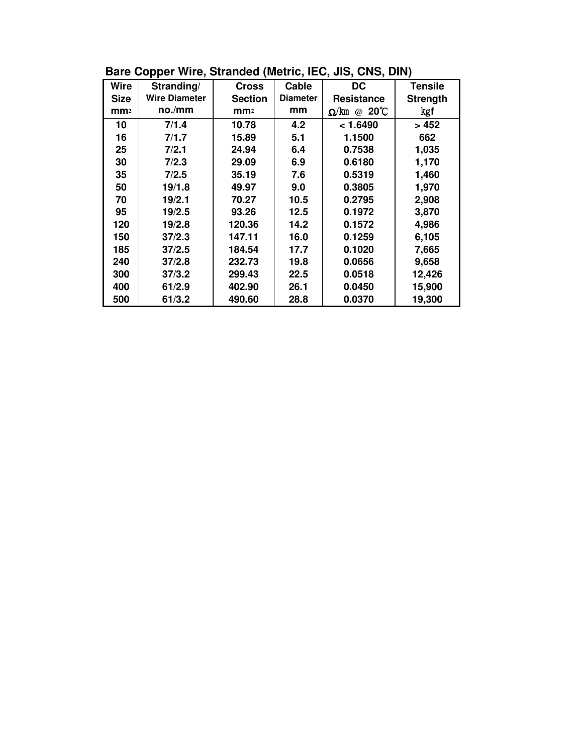## Bare Copper Wire, Stranded (Metric, IEC, JIS, CNS, DIN)

| Wire Size $mm^2$ | Stranding/ Wire Diameter no./mm | Cross Section $mm^2$ | Cable Diameter mm | DC Resistance Ω/㎞ @ 20℃ | Tensile Strength ㎏f |
|---|---|---|---|---|---|
| 10 | 7/1.4 | 10.78 | 4.2 | < 1.6490 | > 452 |
| 16 | 7/1.7 | 15.89 | 5.1 | 1.1500 | 662 |
| 25 | 7/2.1 | 24.94 | 6.4 | 0.7538 | 1,035 |
| 30 | 7/2.3 | 29.09 | 6.9 | 0.6180 | 1,170 |
| 35 | 7/2.5 | 35.19 | 7.6 | 0.5319 | 1,460 |
| 50 | 19/1.8 | 49.97 | 9.0 | 0.3805 | 1,970 |
| 70 | 19/2.1 | 70.27 | 10.5 | 0.2795 | 2,908 |
| 95 | 19/2.5 | 93.26 | 12.5 | 0.1972 | 3,870 |
| 120 | 19/2.8 | 120.36 | 14.2 | 0.1572 | 4,986 |
| 150 | 37/2.3 | 147.11 | 16.0 | 0.1259 | 6,105 |
| 185 | 37/2.5 | 184.54 | 17.7 | 0.1020 | 7,665 |
| 240 | 37/2.8 | 232.73 | 19.8 | 0.0656 | 9,658 |
| 300 | 37/3.2 | 299.43 | 22.5 | 0.0518 | 12,426 |
| 400 | 61/2.9 | 402.90 | 26.1 | 0.0450 | 15,900 |
| 500 | 61/3.2 | 490.60 | 28.8 | 0.0370 | 19,300 |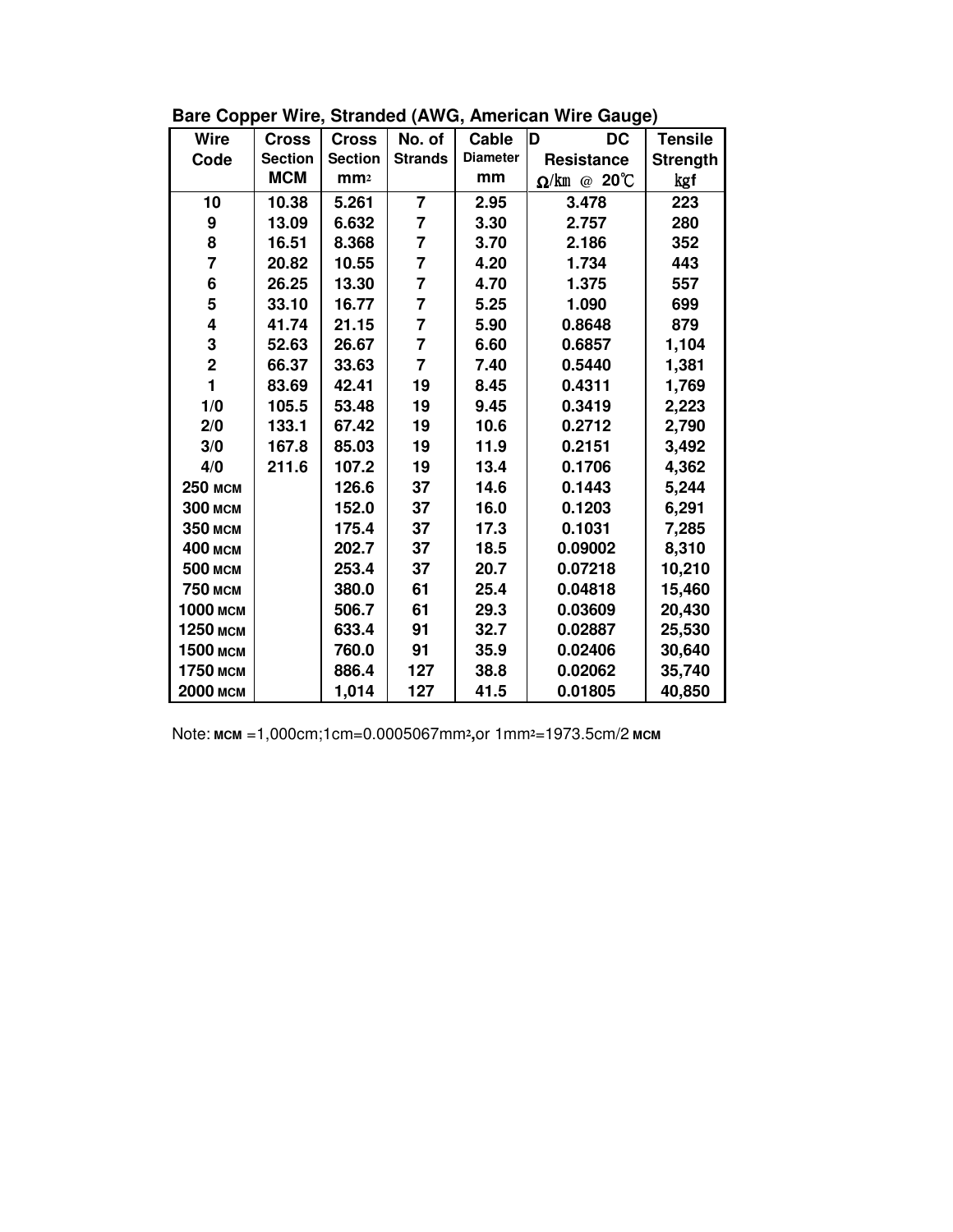**Bare Copper Wire, Stranded (AWG, American Wire Gauge)**

| Wire Code | Cross Section MCM | Cross Section $mm^2$ | No. of Strands | Cable Diameter mm | D DC Resistance Ω/㎞ @ 20℃ | Tensile Strength ㎏f |
|---|---|---|---|---|---|---|
| 10 | 10.38 | 5.261 | 7 | 2.95 | 3.478 | 223 |
| 9 | 13.09 | 6.632 | 7 | 3.30 | 2.757 | 280 |
| 8 | 16.51 | 8.368 | 7 | 3.70 | 2.186 | 352 |
| 7 | 20.82 | 10.55 | 7 | 4.20 | 1.734 | 443 |
| 6 | 26.25 | 13.30 | 7 | 4.70 | 1.375 | 557 |
| 5 | 33.10 | 16.77 | 7 | 5.25 | 1.090 | 699 |
| 4 | 41.74 | 21.15 | 7 | 5.90 | 0.8648 | 879 |
| 3 | 52.63 | 26.67 | 7 | 6.60 | 0.6857 | 1,104 |
| 2 | 66.37 | 33.63 | 7 | 7.40 | 0.5440 | 1,381 |
| 1 | 83.69 | 42.41 | 19 | 8.45 | 0.4311 | 1,769 |
| 1/0 | 105.5 | 53.48 | 19 | 9.45 | 0.3419 | 2,223 |
| 2/0 | 133.1 | 67.42 | 19 | 10.6 | 0.2712 | 2,790 |
| 3/0 | 167.8 | 85.03 | 19 | 11.9 | 0.2151 | 3,492 |
| 4/0 | 211.6 | 107.2 | 19 | 13.4 | 0.1706 | 4,362 |
| 250 MCM | | 126.6 | 37 | 14.6 | 0.1443 | 5,244 |
| 300 MCM | | 152.0 | 37 | 16.0 | 0.1203 | 6,291 |
| 350 MCM | | 175.4 | 37 | 17.3 | 0.1031 | 7,285 |
| 400 MCM | | 202.7 | 37 | 18.5 | 0.09002 | 8,310 |
| 500 MCM | | 253.4 | 37 | 20.7 | 0.07218 | 10,210 |
| 750 MCM | | 380.0 | 61 | 25.4 | 0.04818 | 15,460 |
| 1000 MCM | | 506.7 | 61 | 29.3 | 0.03609 | 20,430 |
| 1250 MCM | | 633.4 | 91 | 32.7 | 0.02887 | 25,530 |
| 1500 MCM | | 760.0 | 91 | 35.9 | 0.02406 | 30,640 |
| 1750 MCM | | 886.4 | 127 | 38.8 | 0.02062 | 35,740 |
| 2000 MCM | | 1,014 | 127 | 41.5 | 0.01805 | 40,850 |

Note: MCM =1,000cm;1cm=0.0005067$mm^2$,or 1$mm^2$=1973.5cm/2 MCM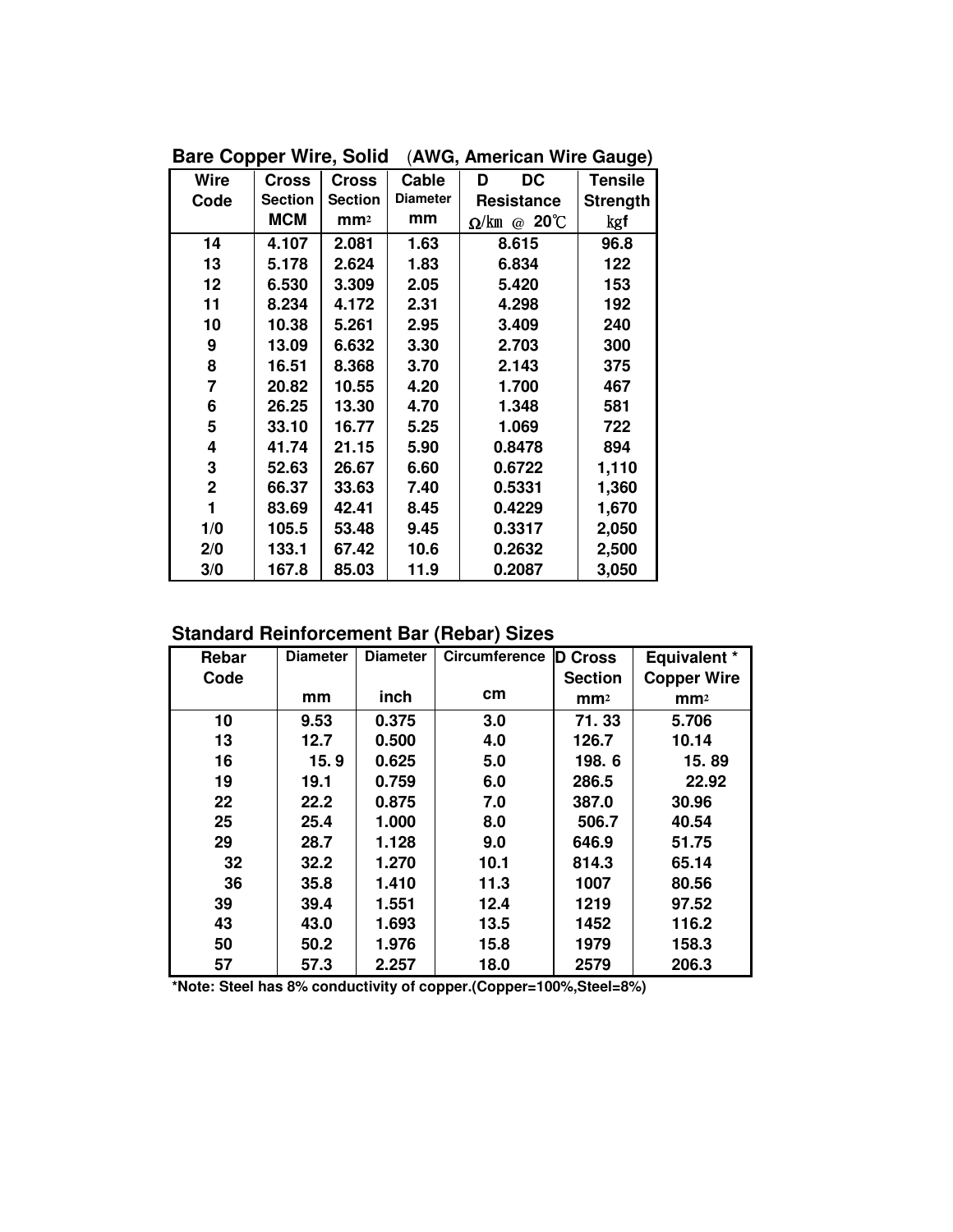### Bare Copper Wire, Solid (AWG, American Wire Gauge)

| Wire Code | Cross Section MCM | Cross Section $mm^2$ | Cable Diameter mm | D DC Resistance Ω/㎞ @ 20℃ | Tensile Strength ㎏f |
|---|---|---|---|---|---|
| 14 | 4.107 | 2.081 | 1.63 | 8.615 | 96.8 |
| 13 | 5.178 | 2.624 | 1.83 | 6.834 | 122 |
| 12 | 6.530 | 3.309 | 2.05 | 5.420 | 153 |
| 11 | 8.234 | 4.172 | 2.31 | 4.298 | 192 |
| 10 | 10.38 | 5.261 | 2.95 | 3.409 | 240 |
| 9 | 13.09 | 6.632 | 3.30 | 2.703 | 300 |
| 8 | 16.51 | 8.368 | 3.70 | 2.143 | 375 |
| 7 | 20.82 | 10.55 | 4.20 | 1.700 | 467 |
| 6 | 26.25 | 13.30 | 4.70 | 1.348 | 581 |
| 5 | 33.10 | 16.77 | 5.25 | 1.069 | 722 |
| 4 | 41.74 | 21.15 | 5.90 | 0.8478 | 894 |
| 3 | 52.63 | 26.67 | 6.60 | 0.6722 | 1,110 |
| 2 | 66.37 | 33.63 | 7.40 | 0.5331 | 1,360 |
| 1 | 83.69 | 42.41 | 8.45 | 0.4229 | 1,670 |
| 1/0 | 105.5 | 53.48 | 9.45 | 0.3317 | 2,050 |
| 2/0 | 133.1 | 67.42 | 10.6 | 0.2632 | 2,500 |
| 3/0 | 167.8 | 85.03 | 11.9 | 0.2087 | 3,050 |

### Standard Reinforcement Bar (Rebar) Sizes

| Rebar Code | Diameter mm | Diameter inch | Circumference cm | D Cross Section $mm^2$ | Equivalent * Copper Wire $mm^2$ |
|---|---|---|---|---|---|
| 10 | 9.53 | 0.375 | 3.0 | 71. 33 | 5.706 |
| 13 | 12.7 | 0.500 | 4.0 | 126.7 | 10.14 |
| 16 | 15. 9 | 0.625 | 5.0 | 198. 6 | 15. 89 |
| 19 | 19.1 | 0.759 | 6.0 | 286.5 | 22.92 |
| 22 | 22.2 | 0.875 | 7.0 | 387.0 | 30.96 |
| 25 | 25.4 | 1.000 | 8.0 | 506.7 | 40.54 |
| 29 | 28.7 | 1.128 | 9.0 | 646.9 | 51.75 |
| 32 | 32.2 | 1.270 | 10.1 | 814.3 | 65.14 |
| 36 | 35.8 | 1.410 | 11.3 | 1007 | 80.56 |
| 39 | 39.4 | 1.551 | 12.4 | 1219 | 97.52 |
| 43 | 43.0 | 1.693 | 13.5 | 1452 | 116.2 |
| 50 | 50.2 | 1.976 | 15.8 | 1979 | 158.3 |
| 57 | 57.3 | 2.257 | 18.0 | 2579 | 206.3 |

*Note: Steel has 8% conductivity of copper.(Copper=100%,Steel=8%)